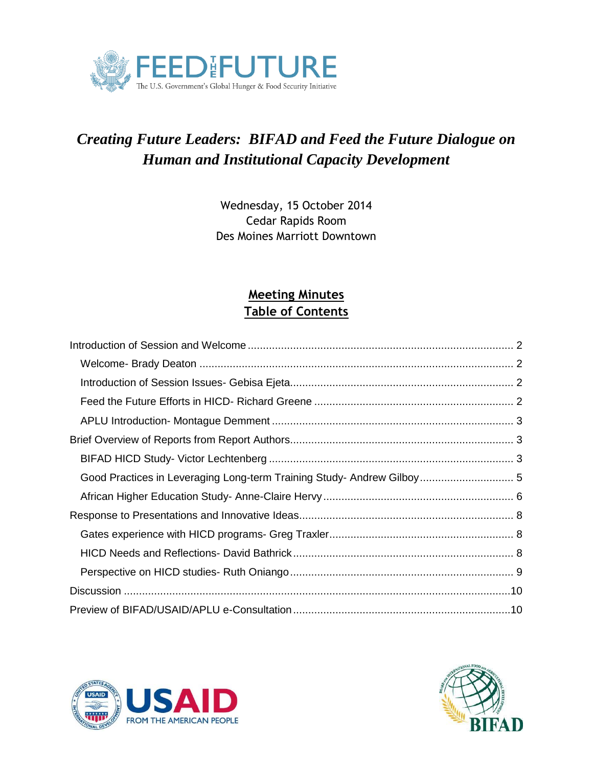FEED THE FUTURE

The U.S. Government's Global Hunger & Food Security Initiative

# *Creating Future Leaders: BIFAD and Feed the Future Dialogue on Human and Institutional Capacity Development*

Wednesday, 15 October 2014
Cedar Rapids Room
Des Moines Marriott Downtown

## Meeting Minutes
## Table of Contents

- Introduction of Session and Welcome ........ 2
  - Welcome- Brady Deaton ........ 2
  - Introduction of Session Issues- Gebisa Ejeta ........ 2
  - Feed the Future Efforts in HICD- Richard Greene ........ 2
  - APLU Introduction- Montague Demment ........ 3
- Brief Overview of Reports from Report Authors ........ 3
  - BIFAD HICD Study- Victor Lechtenberg ........ 3
  - Good Practices in Leveraging Long-term Training Study- Andrew Gilboy ........ 5
  - African Higher Education Study- Anne-Claire Hervy ........ 6
- Response to Presentations and Innovative Ideas ........ 8
  - Gates experience with HICD programs- Greg Traxler ........ 8
  - HICD Needs and Reflections- David Bathrick ........ 8
  - Perspective on HICD studies- Ruth Oniango ........ 9
- Discussion ........ 10
- Preview of BIFAD/USAID/APLU e-Consultation ........ 10

USAID FROM THE AMERICAN PEOPLE

BIFAD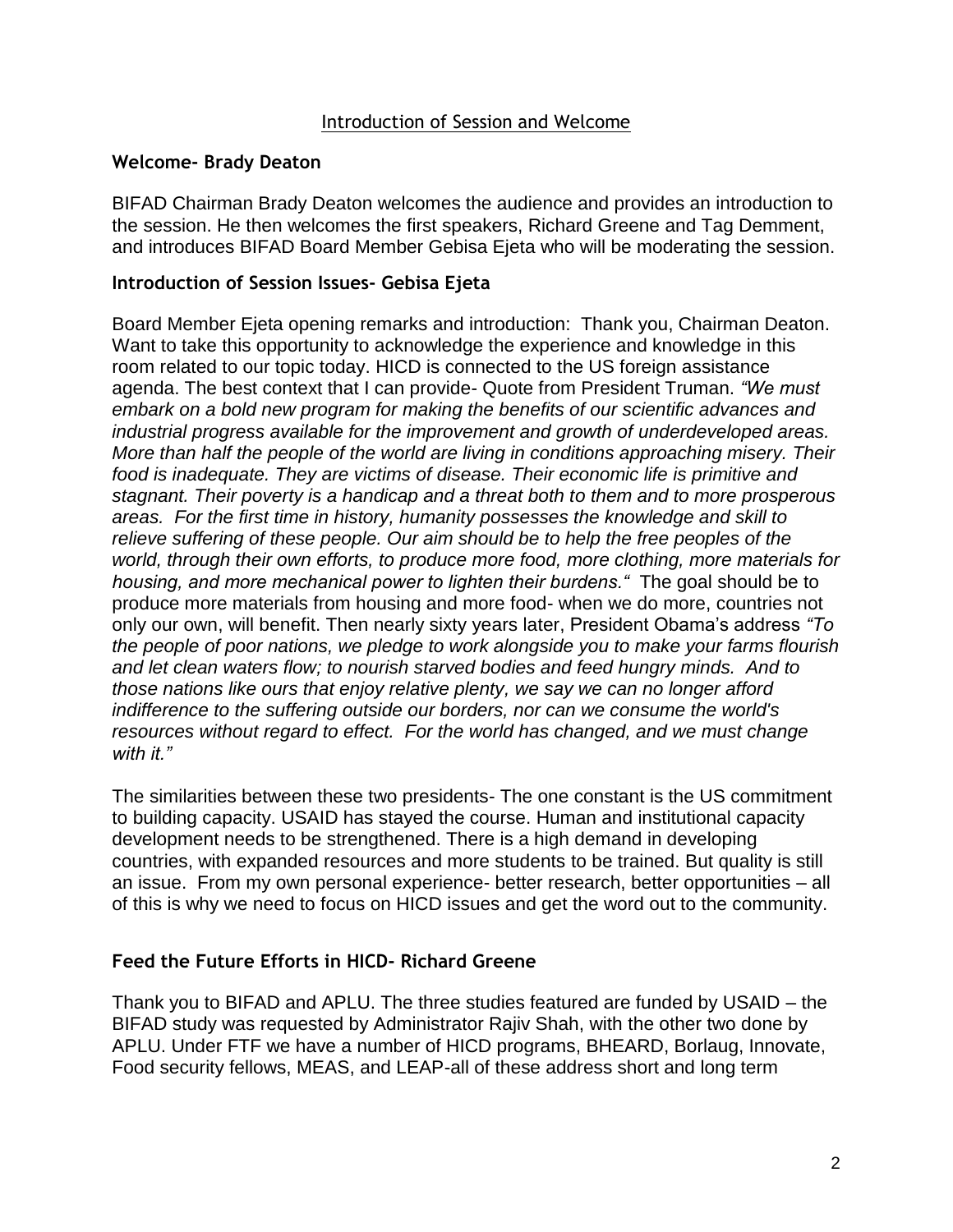## Introduction of Session and Welcome

### Welcome- Brady Deaton

BIFAD Chairman Brady Deaton welcomes the audience and provides an introduction to the session. He then welcomes the first speakers, Richard Greene and Tag Demment, and introduces BIFAD Board Member Gebisa Ejeta who will be moderating the session.

### Introduction of Session Issues- Gebisa Ejeta

Board Member Ejeta opening remarks and introduction: Thank you, Chairman Deaton. Want to take this opportunity to acknowledge the experience and knowledge in this room related to our topic today. HICD is connected to the US foreign assistance agenda. The best context that I can provide- Quote from President Truman. *"We must embark on a bold new program for making the benefits of our scientific advances and industrial progress available for the improvement and growth of underdeveloped areas. More than half the people of the world are living in conditions approaching misery. Their food is inadequate. They are victims of disease. Their economic life is primitive and stagnant. Their poverty is a handicap and a threat both to them and to more prosperous areas. For the first time in history, humanity possesses the knowledge and skill to relieve suffering of these people. Our aim should be to help the free peoples of the world, through their own efforts, to produce more food, more clothing, more materials for housing, and more mechanical power to lighten their burdens."* The goal should be to produce more materials from housing and more food- when we do more, countries not only our own, will benefit. Then nearly sixty years later, President Obama's address *"To the people of poor nations, we pledge to work alongside you to make your farms flourish and let clean waters flow; to nourish starved bodies and feed hungry minds. And to those nations like ours that enjoy relative plenty, we say we can no longer afford indifference to the suffering outside our borders, nor can we consume the world's resources without regard to effect. For the world has changed, and we must change with it."*

The similarities between these two presidents- The one constant is the US commitment to building capacity. USAID has stayed the course. Human and institutional capacity development needs to be strengthened. There is a high demand in developing countries, with expanded resources and more students to be trained. But quality is still an issue. From my own personal experience- better research, better opportunities – all of this is why we need to focus on HICD issues and get the word out to the community.

### Feed the Future Efforts in HICD- Richard Greene

Thank you to BIFAD and APLU. The three studies featured are funded by USAID – the BIFAD study was requested by Administrator Rajiv Shah, with the other two done by APLU. Under FTF we have a number of HICD programs, BHEARD, Borlaug, Innovate, Food security fellows, MEAS, and LEAP-all of these address short and long term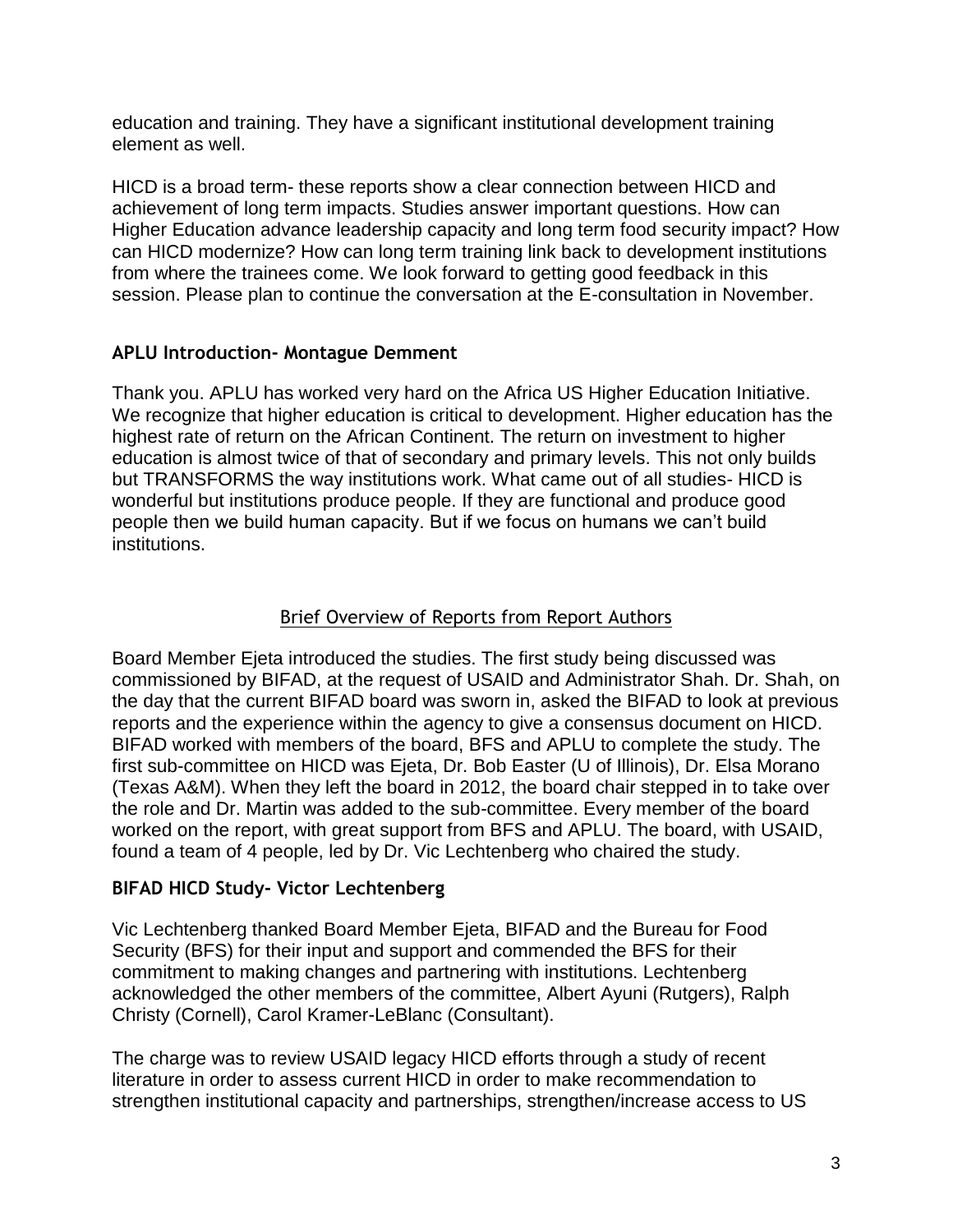education and training. They have a significant institutional development training element as well.

HICD is a broad term- these reports show a clear connection between HICD and achievement of long term impacts. Studies answer important questions. How can Higher Education advance leadership capacity and long term food security impact? How can HICD modernize? How can long term training link back to development institutions from where the trainees come. We look forward to getting good feedback in this session. Please plan to continue the conversation at the E-consultation in November.

### APLU Introduction- Montague Demment

Thank you. APLU has worked very hard on the Africa US Higher Education Initiative. We recognize that higher education is critical to development. Higher education has the highest rate of return on the African Continent. The return on investment to higher education is almost twice of that of secondary and primary levels. This not only builds but TRANSFORMS the way institutions work. What came out of all studies- HICD is wonderful but institutions produce people. If they are functional and produce good people then we build human capacity. But if we focus on humans we can't build institutions.

## Brief Overview of Reports from Report Authors

Board Member Ejeta introduced the studies. The first study being discussed was commissioned by BIFAD, at the request of USAID and Administrator Shah. Dr. Shah, on the day that the current BIFAD board was sworn in, asked the BIFAD to look at previous reports and the experience within the agency to give a consensus document on HICD. BIFAD worked with members of the board, BFS and APLU to complete the study. The first sub-committee on HICD was Ejeta, Dr. Bob Easter (U of Illinois), Dr. Elsa Morano (Texas A&M). When they left the board in 2012, the board chair stepped in to take over the role and Dr. Martin was added to the sub-committee. Every member of the board worked on the report, with great support from BFS and APLU. The board, with USAID, found a team of 4 people, led by Dr. Vic Lechtenberg who chaired the study.

### BIFAD HICD Study- Victor Lechtenberg

Vic Lechtenberg thanked Board Member Ejeta, BIFAD and the Bureau for Food Security (BFS) for their input and support and commended the BFS for their commitment to making changes and partnering with institutions. Lechtenberg acknowledged the other members of the committee, Albert Ayuni (Rutgers), Ralph Christy (Cornell), Carol Kramer-LeBlanc (Consultant).

The charge was to review USAID legacy HICD efforts through a study of recent literature in order to assess current HICD in order to make recommendation to strengthen institutional capacity and partnerships, strengthen/increase access to US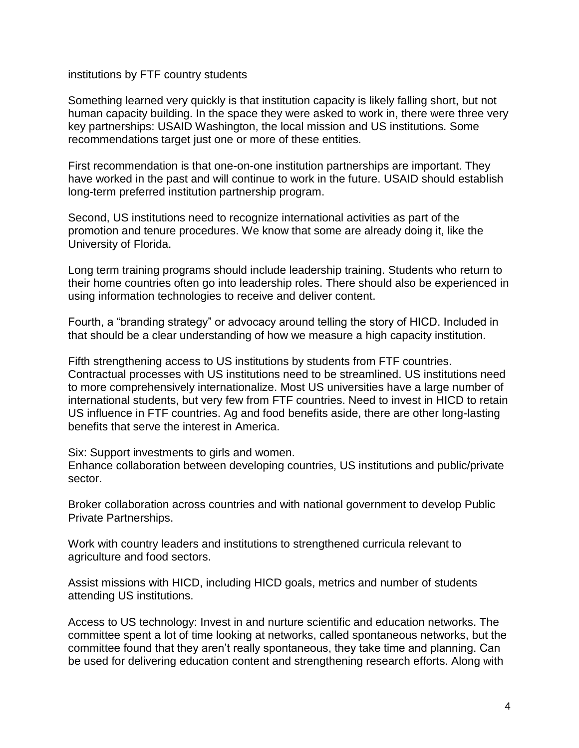institutions by FTF country students

Something learned very quickly is that institution capacity is likely falling short, but not human capacity building. In the space they were asked to work in, there were three very key partnerships: USAID Washington, the local mission and US institutions. Some recommendations target just one or more of these entities.

First recommendation is that one-on-one institution partnerships are important. They have worked in the past and will continue to work in the future. USAID should establish long-term preferred institution partnership program.

Second, US institutions need to recognize international activities as part of the promotion and tenure procedures. We know that some are already doing it, like the University of Florida.

Long term training programs should include leadership training. Students who return to their home countries often go into leadership roles. There should also be experienced in using information technologies to receive and deliver content.

Fourth, a "branding strategy" or advocacy around telling the story of HICD. Included in that should be a clear understanding of how we measure a high capacity institution.

Fifth strengthening access to US institutions by students from FTF countries. Contractual processes with US institutions need to be streamlined. US institutions need to more comprehensively internationalize. Most US universities have a large number of international students, but very few from FTF countries. Need to invest in HICD to retain US influence in FTF countries. Ag and food benefits aside, there are other long-lasting benefits that serve the interest in America.

Six: Support investments to girls and women.
Enhance collaboration between developing countries, US institutions and public/private sector.

Broker collaboration across countries and with national government to develop Public Private Partnerships.

Work with country leaders and institutions to strengthened curricula relevant to agriculture and food sectors.

Assist missions with HICD, including HICD goals, metrics and number of students attending US institutions.

Access to US technology: Invest in and nurture scientific and education networks. The committee spent a lot of time looking at networks, called spontaneous networks, but the committee found that they aren't really spontaneous, they take time and planning. Can be used for delivering education content and strengthening research efforts. Along with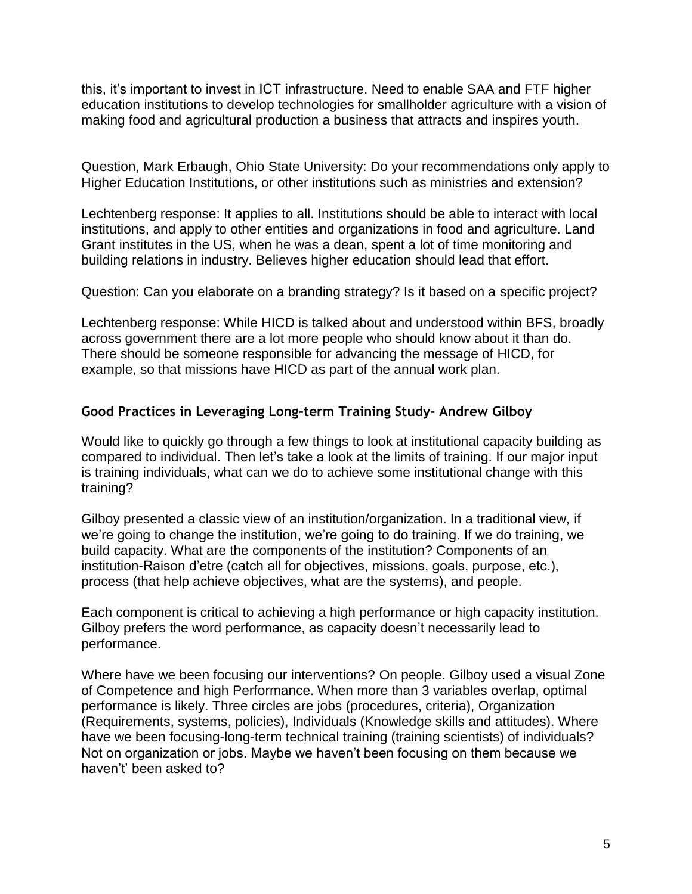this, it's important to invest in ICT infrastructure. Need to enable SAA and FTF higher education institutions to develop technologies for smallholder agriculture with a vision of making food and agricultural production a business that attracts and inspires youth.

Question, Mark Erbaugh, Ohio State University: Do your recommendations only apply to Higher Education Institutions, or other institutions such as ministries and extension?

Lechtenberg response: It applies to all. Institutions should be able to interact with local institutions, and apply to other entities and organizations in food and agriculture. Land Grant institutes in the US, when he was a dean, spent a lot of time monitoring and building relations in industry. Believes higher education should lead that effort.

Question: Can you elaborate on a branding strategy? Is it based on a specific project?

Lechtenberg response: While HICD is talked about and understood within BFS, broadly across government there are a lot more people who should know about it than do. There should be someone responsible for advancing the message of HICD, for example, so that missions have HICD as part of the annual work plan.

### Good Practices in Leveraging Long-term Training Study- Andrew Gilboy

Would like to quickly go through a few things to look at institutional capacity building as compared to individual. Then let's take a look at the limits of training. If our major input is training individuals, what can we do to achieve some institutional change with this training?

Gilboy presented a classic view of an institution/organization. In a traditional view, if we're going to change the institution, we're going to do training. If we do training, we build capacity. What are the components of the institution? Components of an institution-Raison d'etre (catch all for objectives, missions, goals, purpose, etc.), process (that help achieve objectives, what are the systems), and people.

Each component is critical to achieving a high performance or high capacity institution. Gilboy prefers the word performance, as capacity doesn't necessarily lead to performance.

Where have we been focusing our interventions? On people. Gilboy used a visual Zone of Competence and high Performance. When more than 3 variables overlap, optimal performance is likely. Three circles are jobs (procedures, criteria), Organization (Requirements, systems, policies), Individuals (Knowledge skills and attitudes). Where have we been focusing-long-term technical training (training scientists) of individuals? Not on organization or jobs. Maybe we haven't been focusing on them because we haven't' been asked to?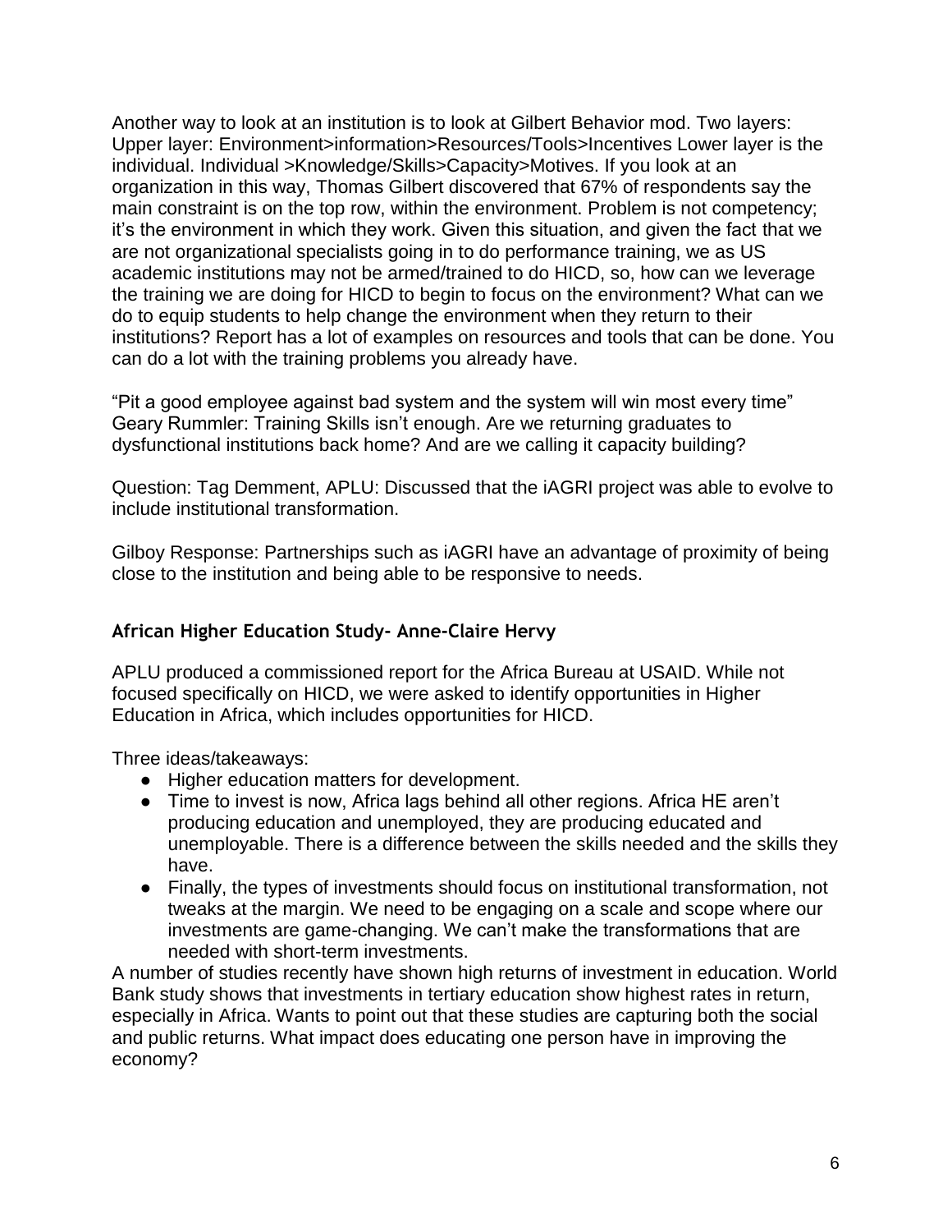Another way to look at an institution is to look at Gilbert Behavior mod. Two layers: Upper layer: Environment>information>Resources/Tools>Incentives Lower layer is the individual. Individual >Knowledge/Skills>Capacity>Motives. If you look at an organization in this way, Thomas Gilbert discovered that 67% of respondents say the main constraint is on the top row, within the environment. Problem is not competency; it's the environment in which they work. Given this situation, and given the fact that we are not organizational specialists going in to do performance training, we as US academic institutions may not be armed/trained to do HICD, so, how can we leverage the training we are doing for HICD to begin to focus on the environment? What can we do to equip students to help change the environment when they return to their institutions? Report has a lot of examples on resources and tools that can be done. You can do a lot with the training problems you already have.

"Pit a good employee against bad system and the system will win most every time" Geary Rummler: Training Skills isn't enough. Are we returning graduates to dysfunctional institutions back home? And are we calling it capacity building?

Question: Tag Demment, APLU: Discussed that the iAGRI project was able to evolve to include institutional transformation.

Gilboy Response: Partnerships such as iAGRI have an advantage of proximity of being close to the institution and being able to be responsive to needs.

### African Higher Education Study- Anne-Claire Hervy

APLU produced a commissioned report for the Africa Bureau at USAID. While not focused specifically on HICD, we were asked to identify opportunities in Higher Education in Africa, which includes opportunities for HICD.

Three ideas/takeaways:

- Higher education matters for development.
- Time to invest is now, Africa lags behind all other regions. Africa HE aren't producing education and unemployed, they are producing educated and unemployable. There is a difference between the skills needed and the skills they have.
- Finally, the types of investments should focus on institutional transformation, not tweaks at the margin. We need to be engaging on a scale and scope where our investments are game-changing. We can't make the transformations that are needed with short-term investments.

A number of studies recently have shown high returns of investment in education. World Bank study shows that investments in tertiary education show highest rates in return, especially in Africa. Wants to point out that these studies are capturing both the social and public returns. What impact does educating one person have in improving the economy?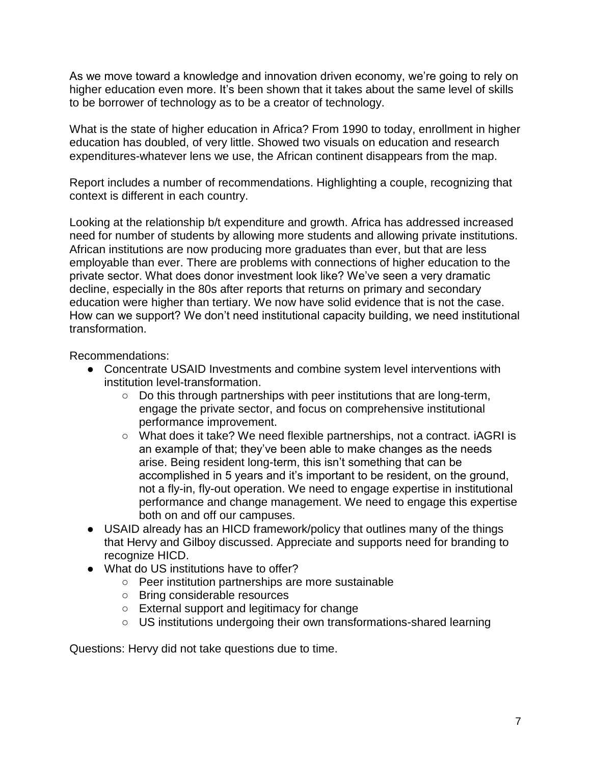As we move toward a knowledge and innovation driven economy, we're going to rely on higher education even more. It's been shown that it takes about the same level of skills to be borrower of technology as to be a creator of technology.

What is the state of higher education in Africa? From 1990 to today, enrollment in higher education has doubled, of very little. Showed two visuals on education and research expenditures-whatever lens we use, the African continent disappears from the map.

Report includes a number of recommendations. Highlighting a couple, recognizing that context is different in each country.

Looking at the relationship b/t expenditure and growth. Africa has addressed increased need for number of students by allowing more students and allowing private institutions. African institutions are now producing more graduates than ever, but that are less employable than ever. There are problems with connections of higher education to the private sector. What does donor investment look like? We've seen a very dramatic decline, especially in the 80s after reports that returns on primary and secondary education were higher than tertiary. We now have solid evidence that is not the case. How can we support? We don't need institutional capacity building, we need institutional transformation.

Recommendations:

- Concentrate USAID Investments and combine system level interventions with institution level-transformation.
  - Do this through partnerships with peer institutions that are long-term, engage the private sector, and focus on comprehensive institutional performance improvement.
  - What does it take? We need flexible partnerships, not a contract. iAGRI is an example of that; they've been able to make changes as the needs arise. Being resident long-term, this isn't something that can be accomplished in 5 years and it's important to be resident, on the ground, not a fly-in, fly-out operation. We need to engage expertise in institutional performance and change management. We need to engage this expertise both on and off our campuses.
- USAID already has an HICD framework/policy that outlines many of the things that Hervy and Gilboy discussed. Appreciate and supports need for branding to recognize HICD.
- What do US institutions have to offer?
  - Peer institution partnerships are more sustainable
  - Bring considerable resources
  - External support and legitimacy for change
  - US institutions undergoing their own transformations-shared learning

Questions: Hervy did not take questions due to time.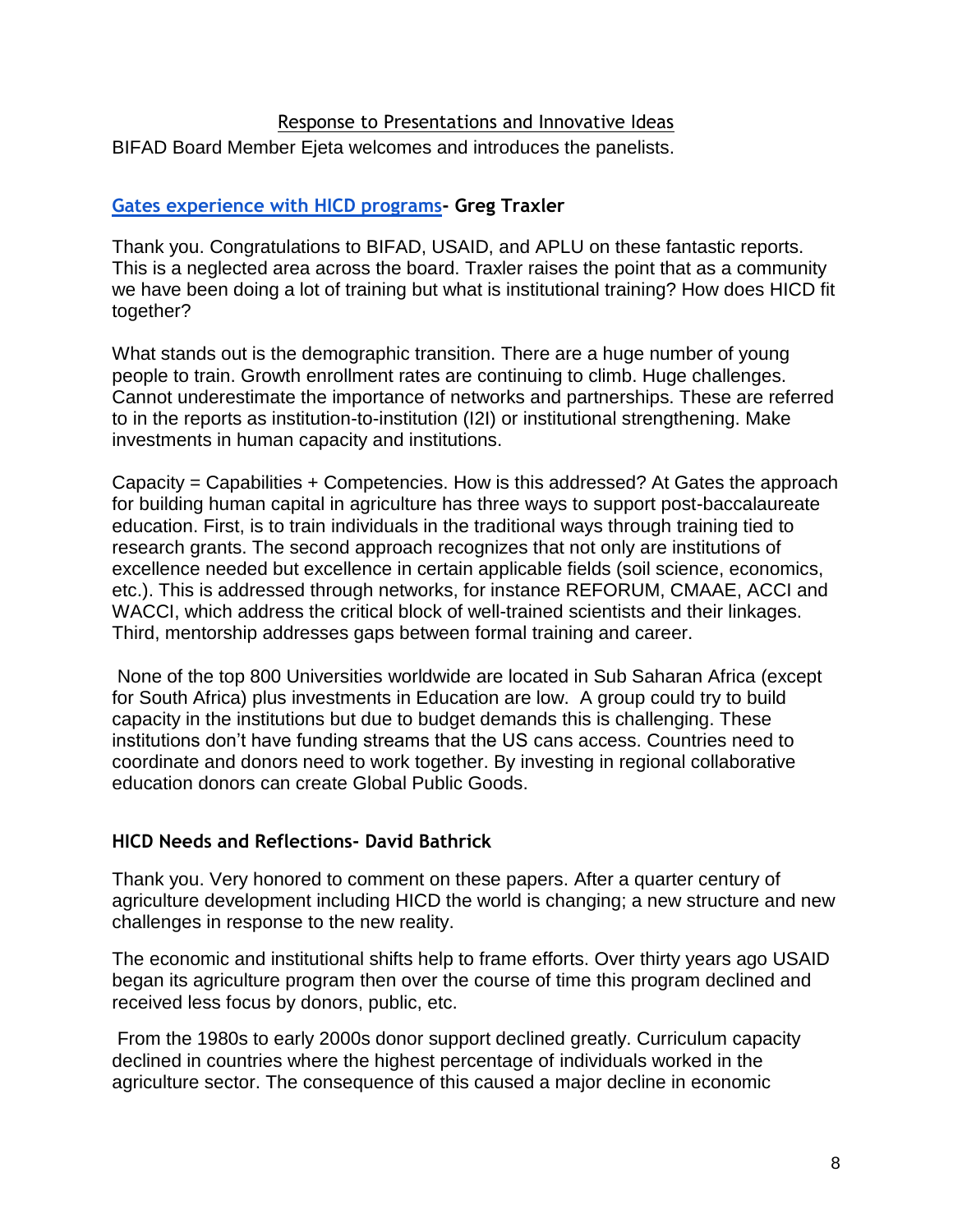## Response to Presentations and Innovative Ideas

BIFAD Board Member Ejeta welcomes and introduces the panelists.

### Gates experience with HICD programs- Greg Traxler

Thank you. Congratulations to BIFAD, USAID, and APLU on these fantastic reports. This is a neglected area across the board. Traxler raises the point that as a community we have been doing a lot of training but what is institutional training? How does HICD fit together?

What stands out is the demographic transition. There are a huge number of young people to train. Growth enrollment rates are continuing to climb. Huge challenges. Cannot underestimate the importance of networks and partnerships. These are referred to in the reports as institution-to-institution (I2I) or institutional strengthening. Make investments in human capacity and institutions.

Capacity = Capabilities + Competencies. How is this addressed? At Gates the approach for building human capital in agriculture has three ways to support post-baccalaureate education. First, is to train individuals in the traditional ways through training tied to research grants. The second approach recognizes that not only are institutions of excellence needed but excellence in certain applicable fields (soil science, economics, etc.). This is addressed through networks, for instance REFORUM, CMAAE, ACCI and WACCI, which address the critical block of well-trained scientists and their linkages. Third, mentorship addresses gaps between formal training and career.

None of the top 800 Universities worldwide are located in Sub Saharan Africa (except for South Africa) plus investments in Education are low. A group could try to build capacity in the institutions but due to budget demands this is challenging. These institutions don't have funding streams that the US cans access. Countries need to coordinate and donors need to work together. By investing in regional collaborative education donors can create Global Public Goods.

### HICD Needs and Reflections- David Bathrick

Thank you. Very honored to comment on these papers. After a quarter century of agriculture development including HICD the world is changing; a new structure and new challenges in response to the new reality.

The economic and institutional shifts help to frame efforts. Over thirty years ago USAID began its agriculture program then over the course of time this program declined and received less focus by donors, public, etc.

From the 1980s to early 2000s donor support declined greatly. Curriculum capacity declined in countries where the highest percentage of individuals worked in the agriculture sector. The consequence of this caused a major decline in economic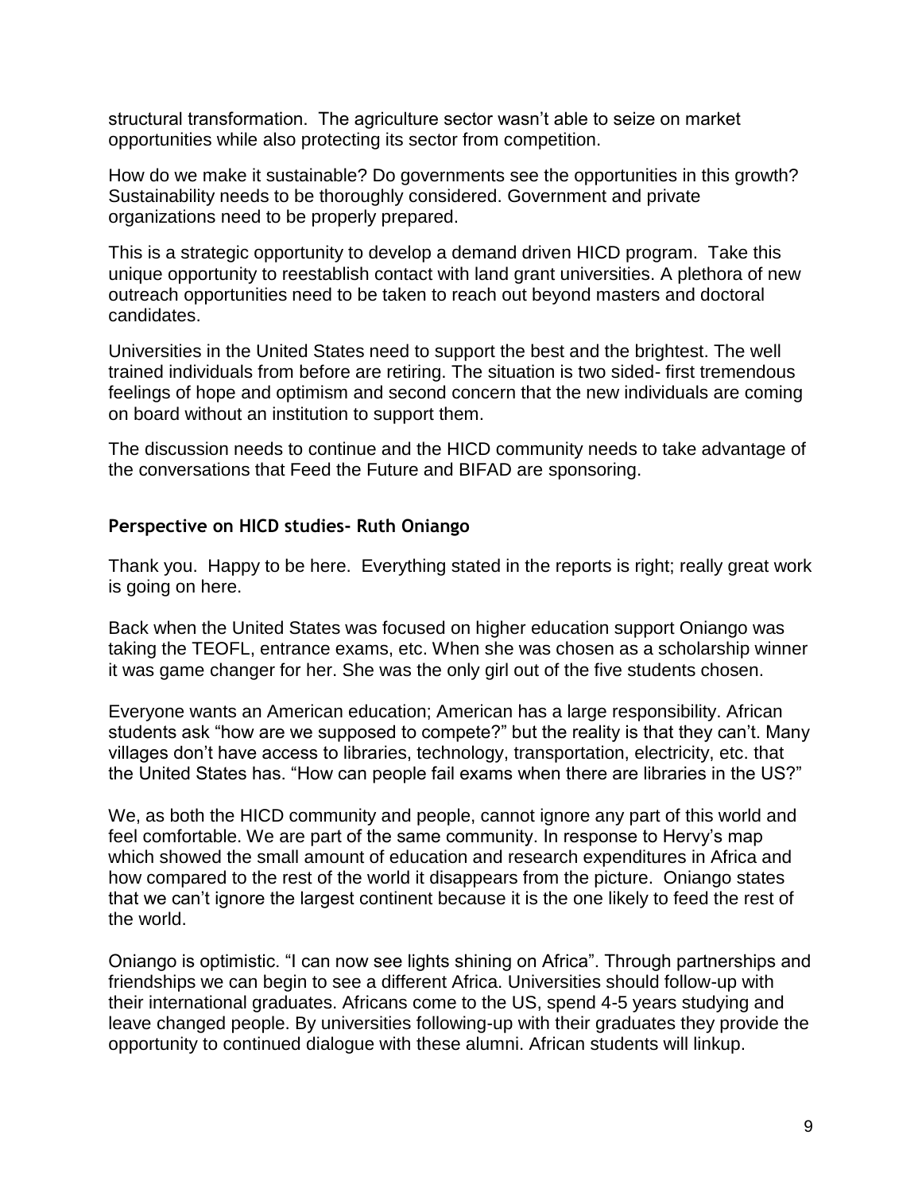structural transformation. The agriculture sector wasn't able to seize on market opportunities while also protecting its sector from competition.

How do we make it sustainable? Do governments see the opportunities in this growth? Sustainability needs to be thoroughly considered. Government and private organizations need to be properly prepared.

This is a strategic opportunity to develop a demand driven HICD program. Take this unique opportunity to reestablish contact with land grant universities. A plethora of new outreach opportunities need to be taken to reach out beyond masters and doctoral candidates.

Universities in the United States need to support the best and the brightest. The well trained individuals from before are retiring. The situation is two sided- first tremendous feelings of hope and optimism and second concern that the new individuals are coming on board without an institution to support them.

The discussion needs to continue and the HICD community needs to take advantage of the conversations that Feed the Future and BIFAD are sponsoring.

### Perspective on HICD studies- Ruth Oniango

Thank you. Happy to be here. Everything stated in the reports is right; really great work is going on here.

Back when the United States was focused on higher education support Oniango was taking the TEOFL, entrance exams, etc. When she was chosen as a scholarship winner it was game changer for her. She was the only girl out of the five students chosen.

Everyone wants an American education; American has a large responsibility. African students ask "how are we supposed to compete?" but the reality is that they can't. Many villages don't have access to libraries, technology, transportation, electricity, etc. that the United States has. "How can people fail exams when there are libraries in the US?"

We, as both the HICD community and people, cannot ignore any part of this world and feel comfortable. We are part of the same community. In response to Hervy's map which showed the small amount of education and research expenditures in Africa and how compared to the rest of the world it disappears from the picture. Oniango states that we can't ignore the largest continent because it is the one likely to feed the rest of the world.

Oniango is optimistic. "I can now see lights shining on Africa". Through partnerships and friendships we can begin to see a different Africa. Universities should follow-up with their international graduates. Africans come to the US, spend 4-5 years studying and leave changed people. By universities following-up with their graduates they provide the opportunity to continued dialogue with these alumni. African students will linkup.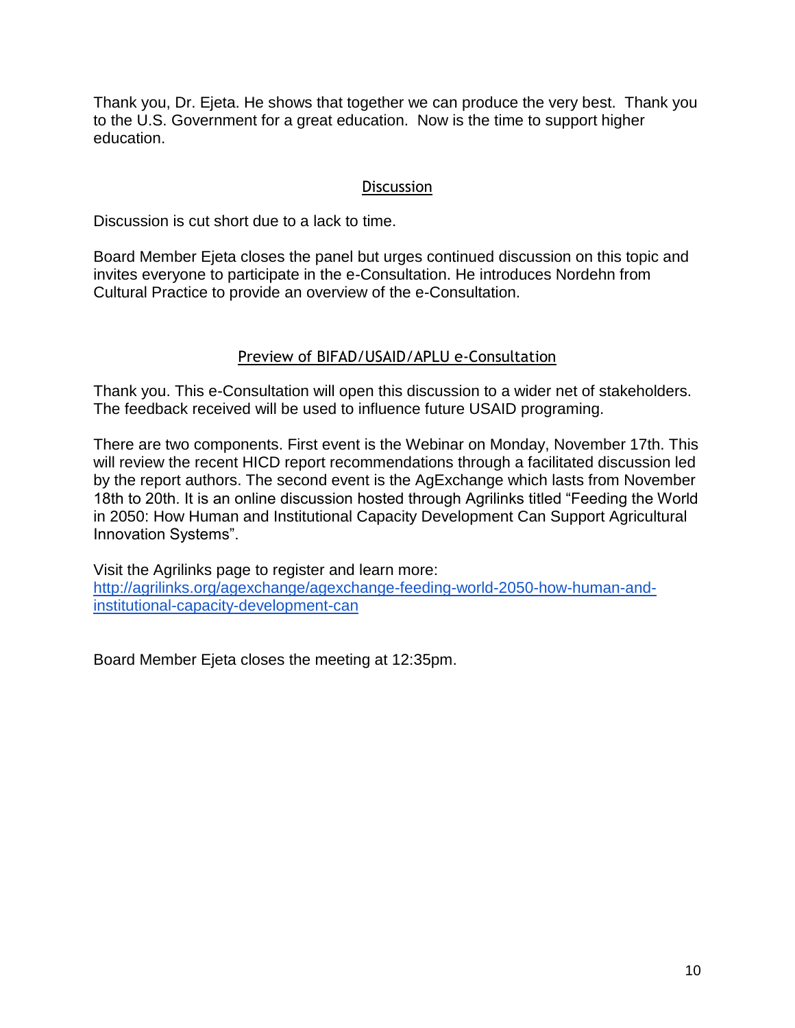Thank you, Dr. Ejeta. He shows that together we can produce the very best. Thank you to the U.S. Government for a great education. Now is the time to support higher education.

## Discussion

Discussion is cut short due to a lack to time.

Board Member Ejeta closes the panel but urges continued discussion on this topic and invites everyone to participate in the e-Consultation. He introduces Nordehn from Cultural Practice to provide an overview of the e-Consultation.

## Preview of BIFAD/USAID/APLU e-Consultation

Thank you. This e-Consultation will open this discussion to a wider net of stakeholders. The feedback received will be used to influence future USAID programing.

There are two components. First event is the Webinar on Monday, November 17th. This will review the recent HICD report recommendations through a facilitated discussion led by the report authors. The second event is the AgExchange which lasts from November 18th to 20th. It is an online discussion hosted through Agrilinks titled "Feeding the World in 2050: How Human and Institutional Capacity Development Can Support Agricultural Innovation Systems".

Visit the Agrilinks page to register and learn more:
[http://agrilinks.org/agexchange/agexchange-feeding-world-2050-how-human-and-institutional-capacity-development-can](http://agrilinks.org/agexchange/agexchange-feeding-world-2050-how-human-and-institutional-capacity-development-can)

Board Member Ejeta closes the meeting at 12:35pm.